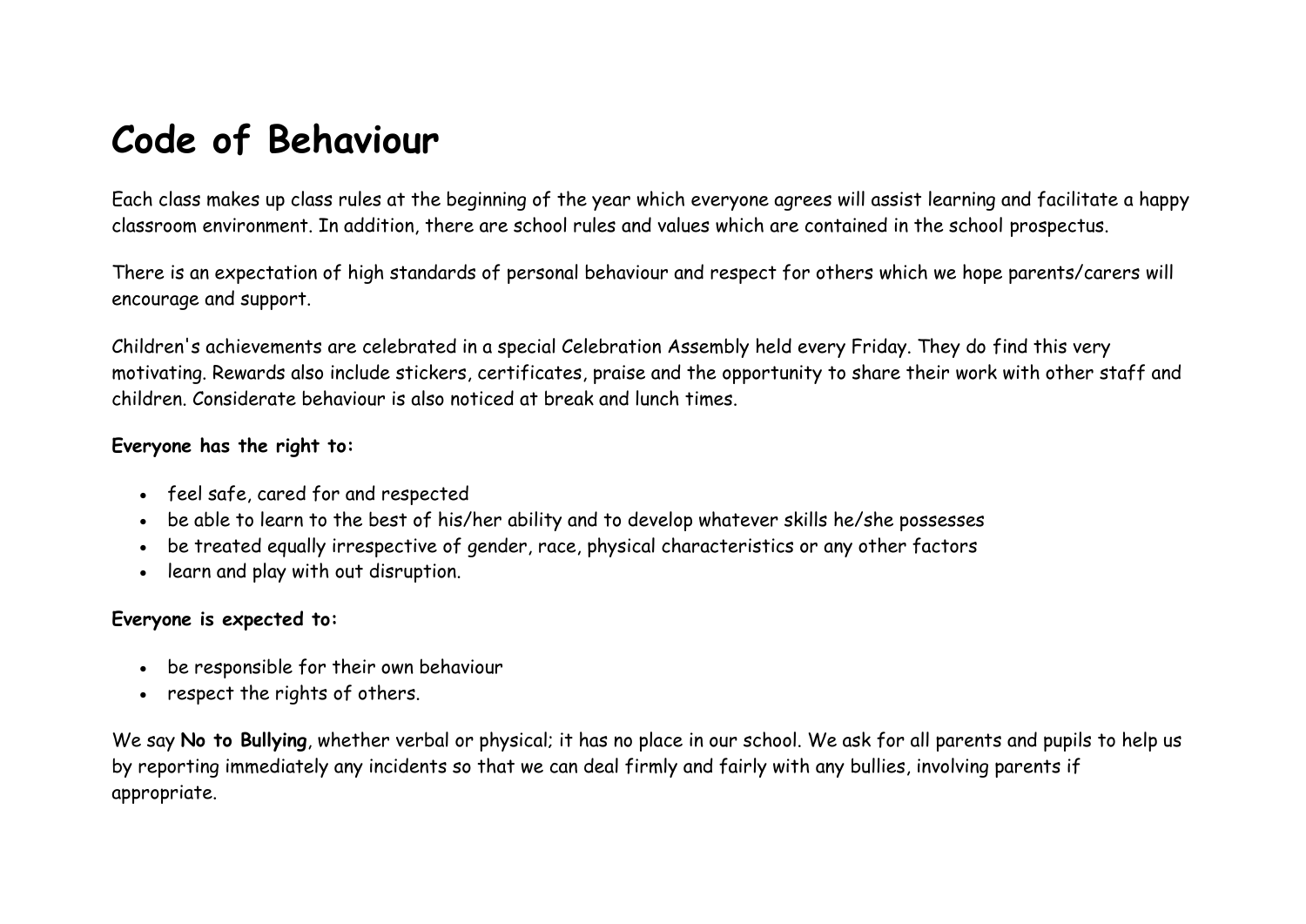# Code of Behaviour

Each class makes up class rules at the beginning of the year which everyone agrees will assist learning and facilitate a happy classroom environment. In addition, there are school rules and values which are contained in the school prospectus.

There is an expectation of high standards of personal behaviour and respect for others which we hope parents/carers will encourage and support.

Children's achievements are celebrated in a special Celebration Assembly held every Friday. They do find this very motivating. Rewards also include stickers, certificates, praise and the opportunity to share their work with other staff and children. Considerate behaviour is also noticed at break and lunch times.

**Everyone has the right to:**

- feel safe, cared for and respected
- be able to learn to the best of his/her ability and to develop whatever skills he/she possesses
- be treated equally irrespective of gender, race, physical characteristics or any other factors
- learn and play with out disruption.

**Everyone is expected to:**

- be responsible for their own behaviour
- respect the rights of others.

We say **No to Bullying**, whether verbal or physical; it has no place in our school. We ask for all parents and pupils to help us by reporting immediately any incidents so that we can deal firmly and fairly with any bullies, involving parents if appropriate.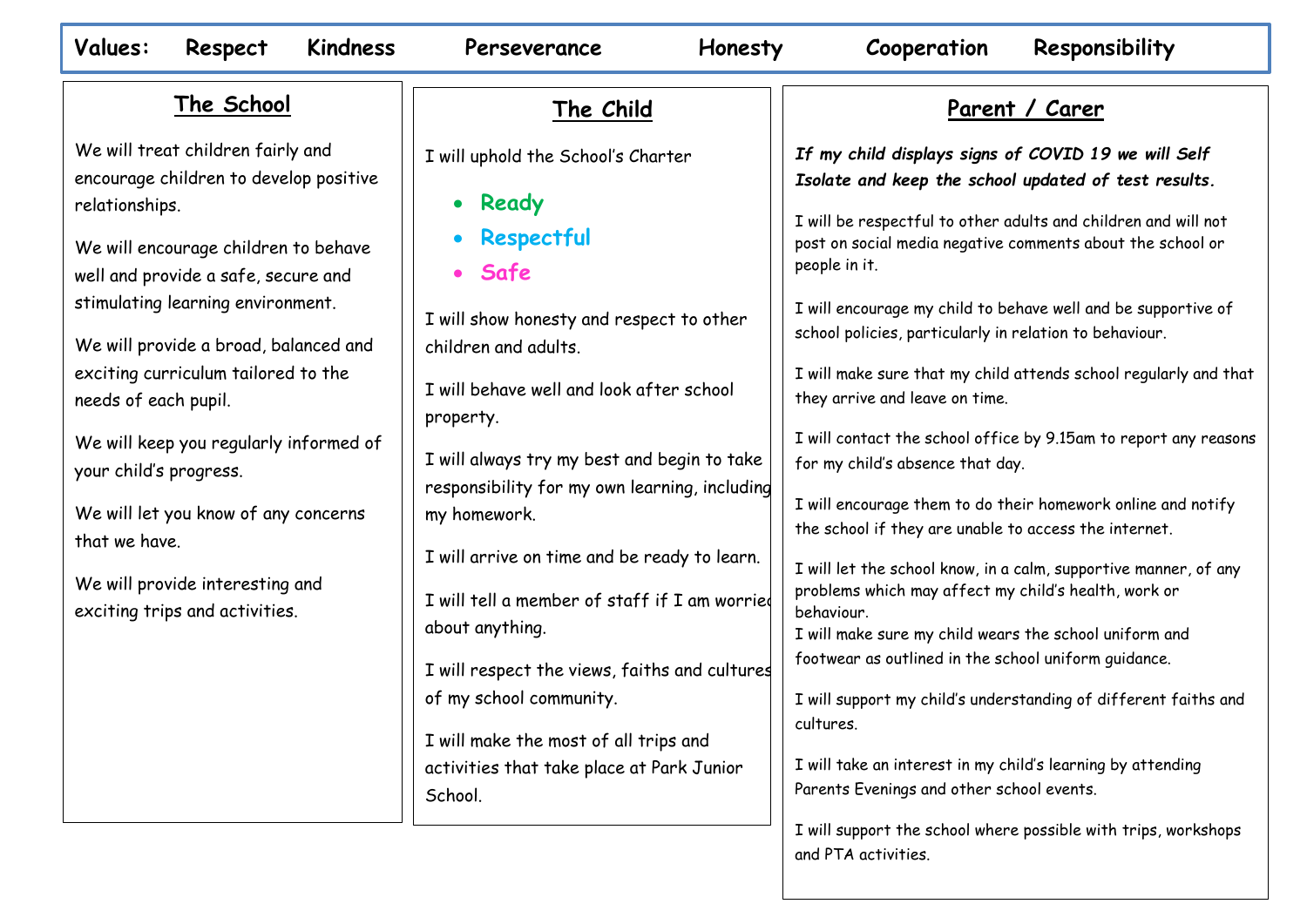**Values:** **Respect** **Kindness** **Perseverance** **Honesty** **Cooperation** **Responsibility**

## The School

We will treat children fairly and encourage children to develop positive relationships.

We will encourage children to behave well and provide a safe, secure and stimulating learning environment.

We will provide a broad, balanced and exciting curriculum tailored to the needs of each pupil.

We will keep you regularly informed of your child's progress.

We will let you know of any concerns that we have.

We will provide interesting and exciting trips and activities.

## The Child

I will uphold the School's Charter

- **Ready**
- **Respectful**
- **Safe**

I will show honesty and respect to other children and adults.

I will behave well and look after school property.

I will always try my best and begin to take responsibility for my own learning, including my homework.

I will arrive on time and be ready to learn.

I will tell a member of staff if I am worried about anything.

I will respect the views, faiths and cultures of my school community.

I will make the most of all trips and activities that take place at Park Junior School.

## Parent / Carer

***If my child displays signs of COVID 19 we will Self Isolate and keep the school updated of test results.***

I will be respectful to other adults and children and will not post on social media negative comments about the school or people in it.

I will encourage my child to behave well and be supportive of school policies, particularly in relation to behaviour.

I will make sure that my child attends school regularly and that they arrive and leave on time.

I will contact the school office by 9.15am to report any reasons for my child's absence that day.

I will encourage them to do their homework online and notify the school if they are unable to access the internet.

I will let the school know, in a calm, supportive manner, of any problems which may affect my child's health, work or behaviour.

I will make sure my child wears the school uniform and footwear as outlined in the school uniform guidance.

I will support my child's understanding of different faiths and cultures.

I will take an interest in my child's learning by attending Parents Evenings and other school events.

I will support the school where possible with trips, workshops and PTA activities.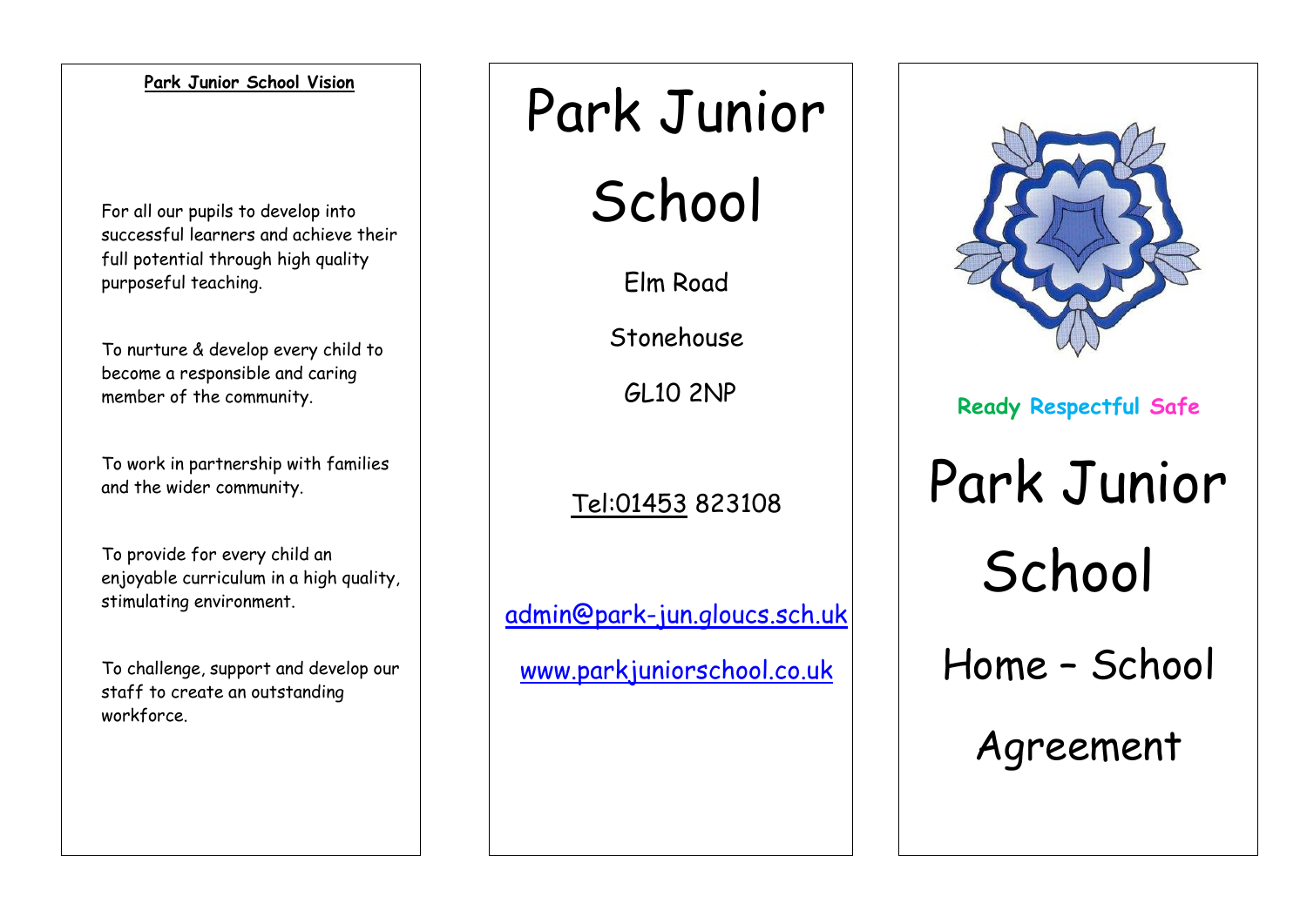**Park Junior School Vision**

For all our pupils to develop into successful learners and achieve their full potential through high quality purposeful teaching.

To nurture & develop every child to become a responsible and caring member of the community.

To work in partnership with families and the wider community.

To provide for every child an enjoyable curriculum in a high quality, stimulating environment.

To challenge, support and develop our staff to create an outstanding workforce.

# Park Junior School

Elm Road

Stonehouse

GL10 2NP

Tel:01453 823108

admin@park-jun.gloucs.sch.uk

www.parkjuniorschool.co.uk

**Ready Respectful Safe**

# Park Junior School

## Home – School Agreement